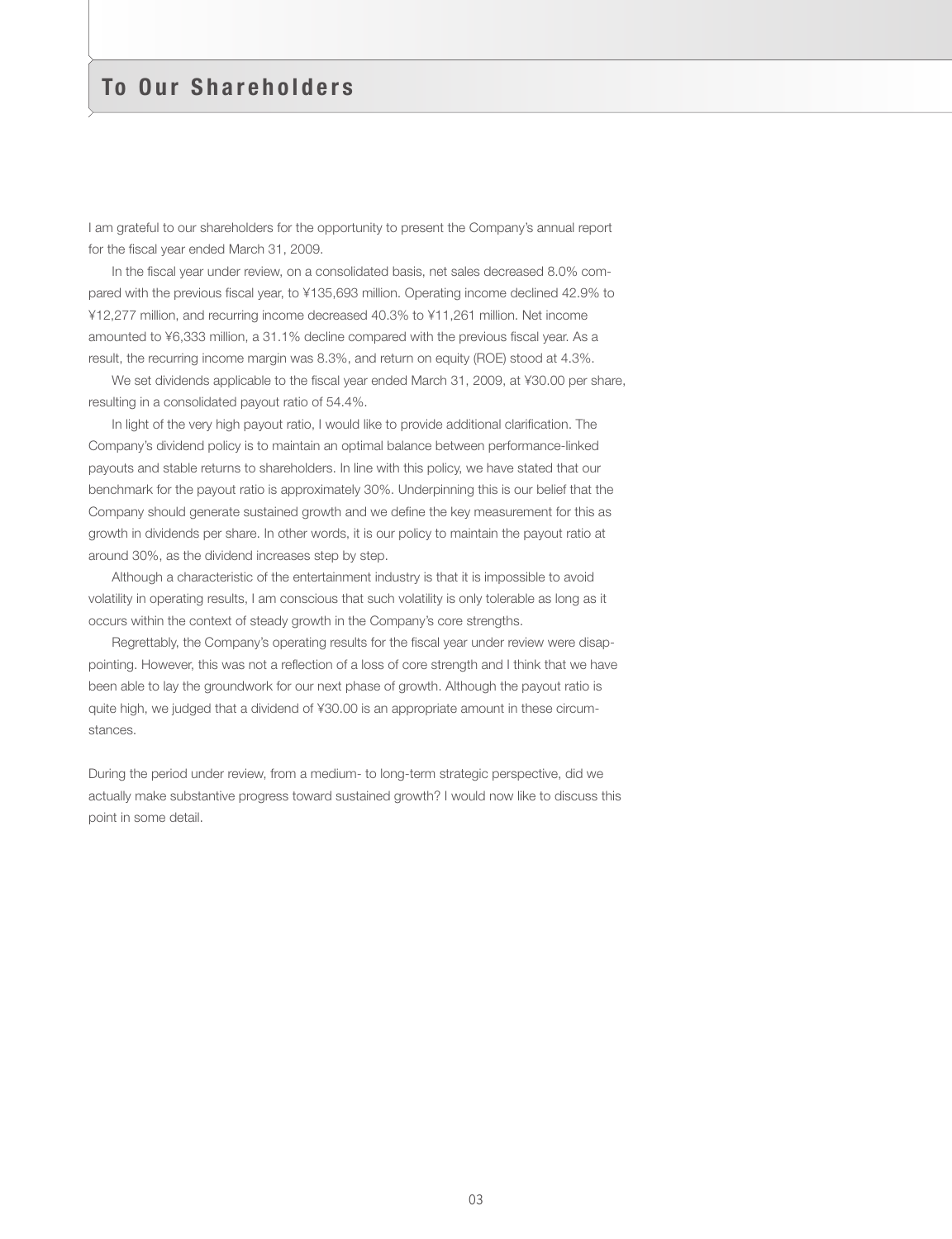# To Our Shareholders

I am grateful to our shareholders for the opportunity to present the Company's annual report for the fiscal year ended March 31, 2009.

In the fiscal year under review, on a consolidated basis, net sales decreased 8.0% compared with the previous fiscal year, to ¥135,693 million. Operating income declined 42.9% to ¥12,277 million, and recurring income decreased 40.3% to ¥11,261 million. Net income amounted to ¥6,333 million, a 31.1% decline compared with the previous fiscal year. As a result, the recurring income margin was 8.3%, and return on equity (ROE) stood at 4.3%.

We set dividends applicable to the fiscal year ended March 31, 2009, at ¥30.00 per share, resulting in a consolidated payout ratio of 54.4%.

In light of the very high payout ratio, I would like to provide additional clarification. The Company's dividend policy is to maintain an optimal balance between performance-linked payouts and stable returns to shareholders. In line with this policy, we have stated that our benchmark for the payout ratio is approximately 30%. Underpinning this is our belief that the Company should generate sustained growth and we define the key measurement for this as growth in dividends per share. In other words, it is our policy to maintain the payout ratio at around 30%, as the dividend increases step by step.

Although a characteristic of the entertainment industry is that it is impossible to avoid volatility in operating results, I am conscious that such volatility is only tolerable as long as it occurs within the context of steady growth in the Company's core strengths.

Regrettably, the Company's operating results for the fiscal year under review were disappointing. However, this was not a reflection of a loss of core strength and I think that we have been able to lay the groundwork for our next phase of growth. Although the payout ratio is quite high, we judged that a dividend of ¥30.00 is an appropriate amount in these circumstances.

During the period under review, from a medium- to long-term strategic perspective, did we actually make substantive progress toward sustained growth? I would now like to discuss this point in some detail.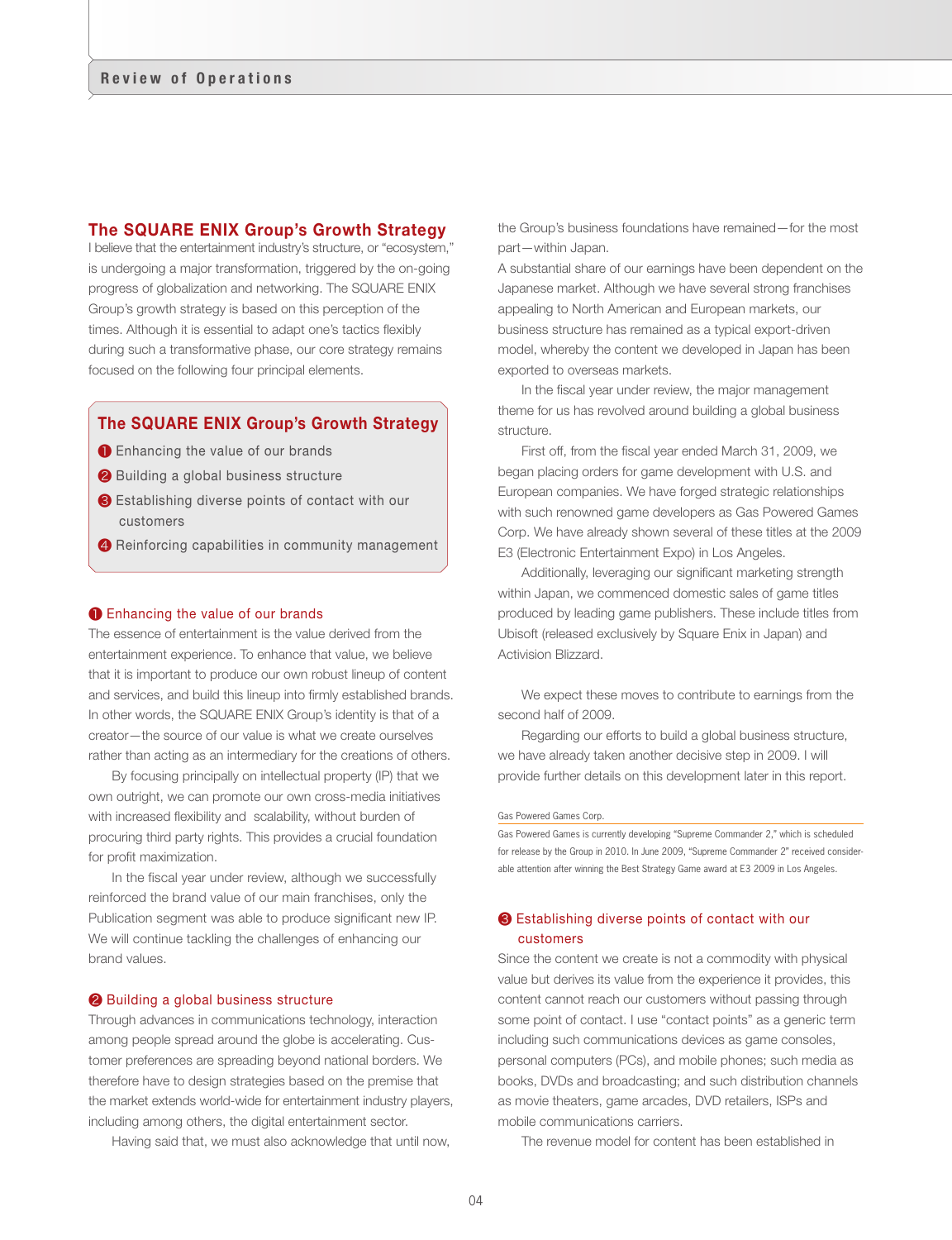## The SQUARE ENIX Group's Growth Strategy

I believe that the entertainment industry's structure, or "ecosystem," is undergoing a major transformation, triggered by the on-going progress of globalization and networking. The SQUARE ENIX Group's growth strategy is based on this perception of the times. Although it is essential to adapt one's tactics flexibly during such a transformative phase, our core strategy remains focused on the following four principal elements.

> **The SQUARE ENIX Group's Growth Strategy**
>
> 1. Enhancing the value of our brands
> 2. Building a global business structure
> 3. Establishing diverse points of contact with our customers
> 4. Reinforcing capabilities in community management

### ❶ Enhancing the value of our brands

The essence of entertainment is the value derived from the entertainment experience. To enhance that value, we believe that it is important to produce our own robust lineup of content and services, and build this lineup into firmly established brands. In other words, the SQUARE ENIX Group's identity is that of a creator—the source of our value is what we create ourselves rather than acting as an intermediary for the creations of others.

By focusing principally on intellectual property (IP) that we own outright, we can promote our own cross-media initiatives with increased flexibility and scalability, without burden of procuring third party rights. This provides a crucial foundation for profit maximization.

In the fiscal year under review, although we successfully reinforced the brand value of our main franchises, only the Publication segment was able to produce significant new IP. We will continue tackling the challenges of enhancing our brand values.

### ❷ Building a global business structure

Through advances in communications technology, interaction among people spread around the globe is accelerating. Customer preferences are spreading beyond national borders. We therefore have to design strategies based on the premise that the market extends world-wide for entertainment industry players, including among others, the digital entertainment sector.

Having said that, we must also acknowledge that until now, the Group's business foundations have remained—for the most part—within Japan.

A substantial share of our earnings have been dependent on the Japanese market. Although we have several strong franchises appealing to North American and European markets, our business structure has remained as a typical export-driven model, whereby the content we developed in Japan has been exported to overseas markets.

In the fiscal year under review, the major management theme for us has revolved around building a global business structure.

First off, from the fiscal year ended March 31, 2009, we began placing orders for game development with U.S. and European companies. We have forged strategic relationships with such renowned game developers as Gas Powered Games Corp. We have already shown several of these titles at the 2009 E3 (Electronic Entertainment Expo) in Los Angeles.

Additionally, leveraging our significant marketing strength within Japan, we commenced domestic sales of game titles produced by leading game publishers. These include titles from Ubisoft (released exclusively by Square Enix in Japan) and Activision Blizzard.

We expect these moves to contribute to earnings from the second half of 2009.

Regarding our efforts to build a global business structure, we have already taken another decisive step in 2009. I will provide further details on this development later in this report.

> Gas Powered Games Corp.
>
> Gas Powered Games is currently developing "Supreme Commander 2," which is scheduled for release by the Group in 2010. In June 2009, "Supreme Commander 2" received considerable attention after winning the Best Strategy Game award at E3 2009 in Los Angeles.

### ❸ Establishing diverse points of contact with our customers

Since the content we create is not a commodity with physical value but derives its value from the experience it provides, this content cannot reach our customers without passing through some point of contact. I use "contact points" as a generic term including such communications devices as game consoles, personal computers (PCs), and mobile phones; such media as books, DVDs and broadcasting; and such distribution channels as movie theaters, game arcades, DVD retailers, ISPs and mobile communications carriers.

The revenue model for content has been established in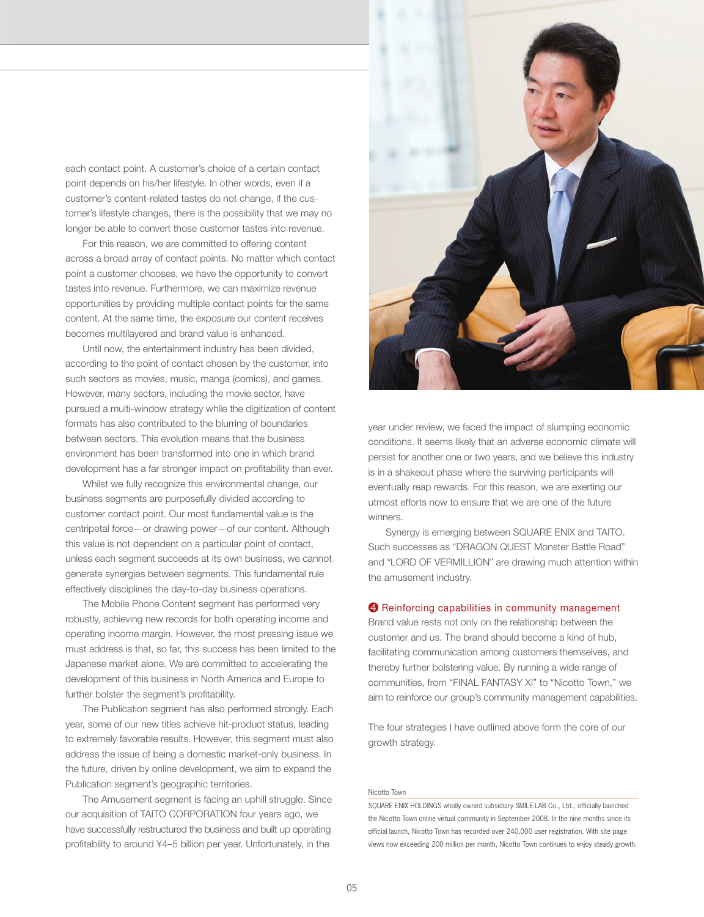each contact point. A customer's choice of a certain contact point depends on his/her lifestyle. In other words, even if a customer's content-related tastes do not change, if the customer's lifestyle changes, there is the possibility that we may no longer be able to convert those customer tastes into revenue.

For this reason, we are committed to offering content across a broad array of contact points. No matter which contact point a customer chooses, we have the opportunity to convert tastes into revenue. Furthermore, we can maximize revenue opportunities by providing multiple contact points for the same content. At the same time, the exposure our content receives becomes multilayered and brand value is enhanced.

Until now, the entertainment industry has been divided, according to the point of contact chosen by the customer, into such sectors as movies, music, manga (comics), and games. However, many sectors, including the movie sector, have pursued a multi-window strategy while the digitization of content formats has also contributed to the blurring of boundaries between sectors. This evolution means that the business environment has been transformed into one in which brand development has a far stronger impact on profitability than ever.

Whilst we fully recognize this environmental change, our business segments are purposefully divided according to customer contact point. Our most fundamental value is the centripetal force—or drawing power—of our content. Although this value is not dependent on a particular point of contact, unless each segment succeeds at its own business, we cannot generate synergies between segments. This fundamental rule effectively disciplines the day-to-day business operations.

The Mobile Phone Content segment has performed very robustly, achieving new records for both operating income and operating income margin. However, the most pressing issue we must address is that, so far, this success has been limited to the Japanese market alone. We are committed to accelerating the development of this business in North America and Europe to further bolster the segment's profitability.

The Publication segment has also performed strongly. Each year, some of our new titles achieve hit-product status, leading to extremely favorable results. However, this segment must also address the issue of being a domestic market-only business. In the future, driven by online development, we aim to expand the Publication segment's geographic territories.

The Amusement segment is facing an uphill struggle. Since our acquisition of TAITO CORPORATION four years ago, we have successfully restructured the business and built up operating profitability to around ¥4–5 billion per year. Unfortunately, in the year under review, we faced the impact of slumping economic conditions. It seems likely that an adverse economic climate will persist for another one or two years, and we believe this industry is in a shakeout phase where the surviving participants will eventually reap rewards. For this reason, we are exerting our utmost efforts now to ensure that we are one of the future winners.

Synergy is emerging between SQUARE ENIX and TAITO. Such successes as "DRAGON QUEST Monster Battle Road" and "LORD OF VERMILLION" are drawing much attention within the amusement industry.

### ❹ Reinforcing capabilities in community management

Brand value rests not only on the relationship between the customer and us. The brand should become a kind of hub, facilitating communication among customers themselves, and thereby further bolstering value. By running a wide range of communities, from "FINAL FANTASY XI" to "Nicotto Town," we aim to reinforce our group's community management capabilities.

The four strategies I have outlined above form the core of our growth strategy.

---

Nicotto Town

SQUARE ENIX HOLDINGS wholly owned subsidiary SMILE-LAB Co., Ltd., officially launched the Nicotto Town online virtual community in September 2008. In the nine months since its official launch, Nicotto Town has recorded over 240,000 user registration. With site page views now exceeding 200 million per month, Nicotto Town continues to enjoy steady growth.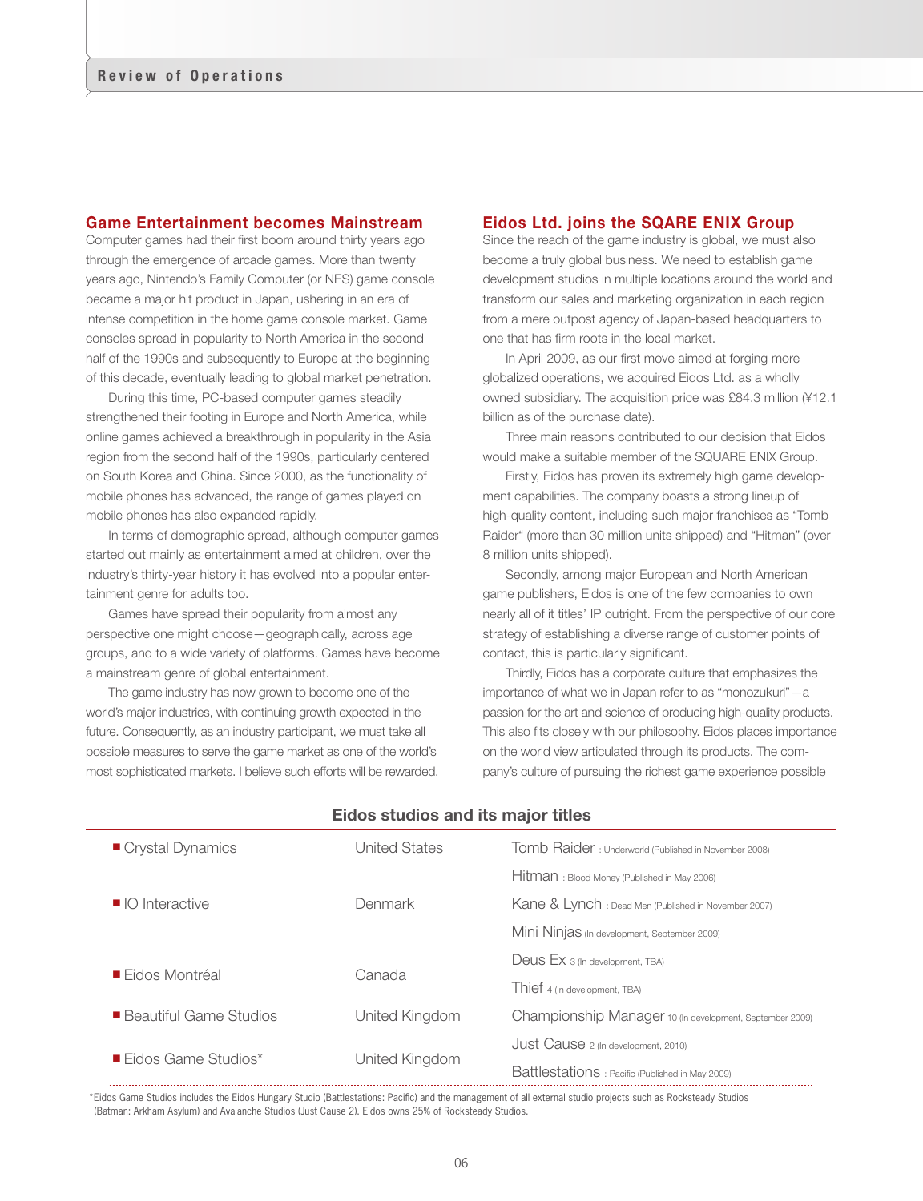## Game Entertainment becomes Mainstream

Computer games had their first boom around thirty years ago through the emergence of arcade games. More than twenty years ago, Nintendo's Family Computer (or NES) game console became a major hit product in Japan, ushering in an era of intense competition in the home game console market. Game consoles spread in popularity to North America in the second half of the 1990s and subsequently to Europe at the beginning of this decade, eventually leading to global market penetration.

During this time, PC-based computer games steadily strengthened their footing in Europe and North America, while online games achieved a breakthrough in popularity in the Asia region from the second half of the 1990s, particularly centered on South Korea and China. Since 2000, as the functionality of mobile phones has advanced, the range of games played on mobile phones has also expanded rapidly.

In terms of demographic spread, although computer games started out mainly as entertainment aimed at children, over the industry's thirty-year history it has evolved into a popular entertainment genre for adults too.

Games have spread their popularity from almost any perspective one might choose—geographically, across age groups, and to a wide variety of platforms. Games have become a mainstream genre of global entertainment.

The game industry has now grown to become one of the world's major industries, with continuing growth expected in the future. Consequently, as an industry participant, we must take all possible measures to serve the game market as one of the world's most sophisticated markets. I believe such efforts will be rewarded.

## Eidos Ltd. joins the SQUARE ENIX Group

Since the reach of the game industry is global, we must also become a truly global business. We need to establish game development studios in multiple locations around the world and transform our sales and marketing organization in each region from a mere outpost agency of Japan-based headquarters to one that has firm roots in the local market.

In April 2009, as our first move aimed at forging more globalized operations, we acquired Eidos Ltd. as a wholly owned subsidiary. The acquisition price was £84.3 million (¥12.1 billion as of the purchase date).

Three main reasons contributed to our decision that Eidos would make a suitable member of the SQUARE ENIX Group.

Firstly, Eidos has proven its extremely high game development capabilities. The company boasts a strong lineup of high-quality content, including such major franchises as "Tomb Raider" (more than 30 million units shipped) and "Hitman" (over 8 million units shipped).

Secondly, among major European and North American game publishers, Eidos is one of the few companies to own nearly all of it titles' IP outright. From the perspective of our core strategy of establishing a diverse range of customer points of contact, this is particularly significant.

Thirdly, Eidos has a corporate culture that emphasizes the importance of what we in Japan refer to as "monozukuri"—a passion for the art and science of producing high-quality products. This also fits closely with our philosophy. Eidos places importance on the world view articulated through its products. The company's culture of pursuing the richest game experience possible

### Eidos studios and its major titles

| Studio | Country | Title |
|---|---|---|
| Crystal Dynamics | United States | Tomb Raider : Underworld (Published in November 2008) |
| IO Interactive | Denmark | Hitman : Blood Money (Published in May 2006) |
| | | Kane & Lynch : Dead Men (Published in November 2007) |
| | | Mini Ninjas (In development, September 2009) |
| Eidos Montréal | Canada | Deus Ex 3 (In development, TBA) |
| | | Thief 4 (In development, TBA) |
| Beautiful Game Studios | United Kingdom | Championship Manager 10 (In development, September 2009) |
| Eidos Game Studios* | United Kingdom | Just Cause 2 (In development, 2010) |
| | | Battlestations : Pacific (Published in May 2009) |

*Eidos Game Studios includes the Eidos Hungary Studio (Battlestations: Pacific) and the management of all external studio projects such as Rocksteady Studios (Batman: Arkham Asylum) and Avalanche Studios (Just Cause 2). Eidos owns 25% of Rocksteady Studios.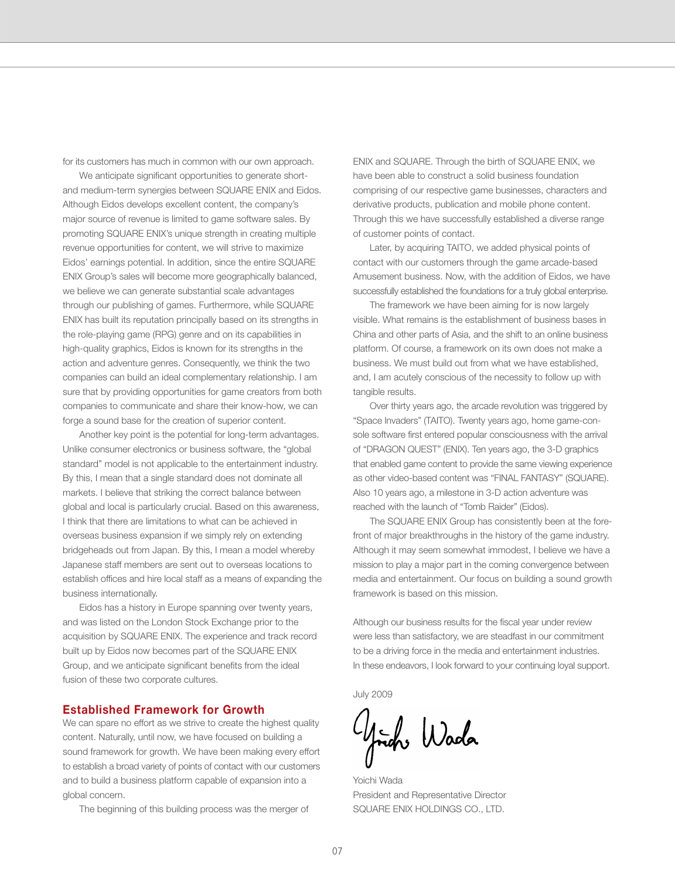for its customers has much in common with our own approach.

We anticipate significant opportunities to generate short- and medium-term synergies between SQUARE ENIX and Eidos. Although Eidos develops excellent content, the company's major source of revenue is limited to game software sales. By promoting SQUARE ENIX's unique strength in creating multiple revenue opportunities for content, we will strive to maximize Eidos' earnings potential. In addition, since the entire SQUARE ENIX Group's sales will become more geographically balanced, we believe we can generate substantial scale advantages through our publishing of games. Furthermore, while SQUARE ENIX has built its reputation principally based on its strengths in the role-playing game (RPG) genre and on its capabilities in high-quality graphics, Eidos is known for its strengths in the action and adventure genres. Consequently, we think the two companies can build an ideal complementary relationship. I am sure that by providing opportunities for game creators from both companies to communicate and share their know-how, we can forge a sound base for the creation of superior content.

Another key point is the potential for long-term advantages. Unlike consumer electronics or business software, the "global standard" model is not applicable to the entertainment industry. By this, I mean that a single standard does not dominate all markets. I believe that striking the correct balance between global and local is particularly crucial. Based on this awareness, I think that there are limitations to what can be achieved in overseas business expansion if we simply rely on extending bridgeheads out from Japan. By this, I mean a model whereby Japanese staff members are sent out to overseas locations to establish offices and hire local staff as a means of expanding the business internationally.

Eidos has a history in Europe spanning over twenty years, and was listed on the London Stock Exchange prior to the acquisition by SQUARE ENIX. The experience and track record built up by Eidos now becomes part of the SQUARE ENIX Group, and we anticipate significant benefits from the ideal fusion of these two corporate cultures.

## Established Framework for Growth

We can spare no effort as we strive to create the highest quality content. Naturally, until now, we have focused on building a sound framework for growth. We have been making every effort to establish a broad variety of points of contact with our customers and to build a business platform capable of expansion into a global concern.

The beginning of this building process was the merger of ENIX and SQUARE. Through the birth of SQUARE ENIX, we have been able to construct a solid business foundation comprising of our respective game businesses, characters and derivative products, publication and mobile phone content. Through this we have successfully established a diverse range of customer points of contact.

Later, by acquiring TAITO, we added physical points of contact with our customers through the game arcade-based Amusement business. Now, with the addition of Eidos, we have successfully established the foundations for a truly global enterprise.

The framework we have been aiming for is now largely visible. What remains is the establishment of business bases in China and other parts of Asia, and the shift to an online business platform. Of course, a framework on its own does not make a business. We must build out from what we have established, and, I am acutely conscious of the necessity to follow up with tangible results.

Over thirty years ago, the arcade revolution was triggered by "Space Invaders" (TAITO). Twenty years ago, home game-console software first entered popular consciousness with the arrival of "DRAGON QUEST" (ENIX). Ten years ago, the 3-D graphics that enabled game content to provide the same viewing experience as other video-based content was "FINAL FANTASY" (SQUARE). Also 10 years ago, a milestone in 3-D action adventure was reached with the launch of "Tomb Raider" (Eidos).

The SQUARE ENIX Group has consistently been at the forefront of major breakthroughs in the history of the game industry. Although it may seem somewhat immodest, I believe we have a mission to play a major part in the coming convergence between media and entertainment. Our focus on building a sound growth framework is based on this mission.

Although our business results for the fiscal year under review were less than satisfactory, we are steadfast in our commitment to be a driving force in the media and entertainment industries. In these endeavors, I look forward to your continuing loyal support.

July 2009

Yoichi Wada
President and Representative Director
SQUARE ENIX HOLDINGS CO., LTD.